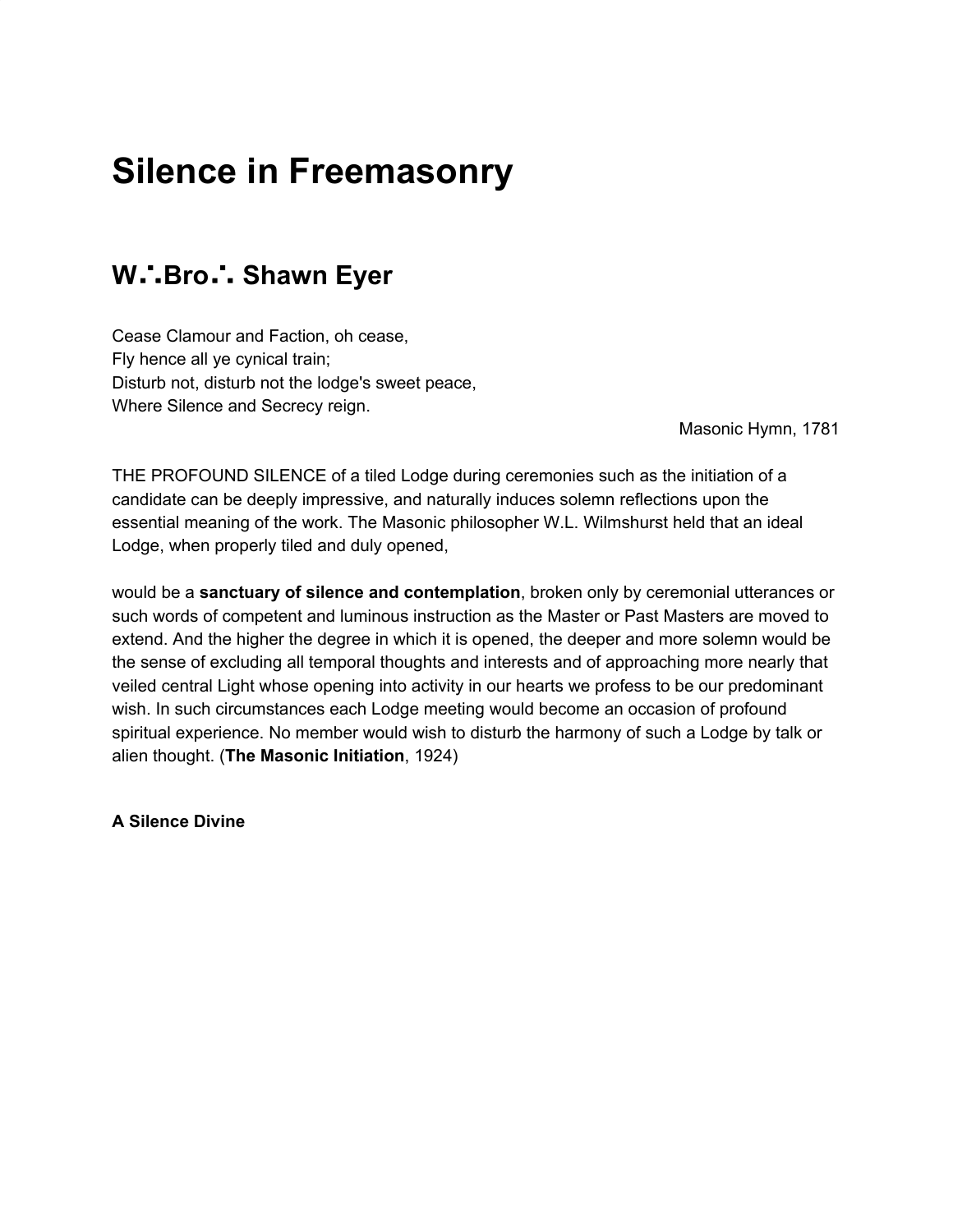# Silence in Freemasonry

## W∴Bro∴ Shawn Eyer

Cease Clamour and Faction, oh cease,
Fly hence all ye cynical train;
Disturb not, disturb not the lodge's sweet peace,
Where Silence and Secrecy reign.

Masonic Hymn, 1781

THE PROFOUND SILENCE of a tiled Lodge during ceremonies such as the initiation of a candidate can be deeply impressive, and naturally induces solemn reflections upon the essential meaning of the work. The Masonic philosopher W.L. Wilmshurst held that an ideal Lodge, when properly tiled and duly opened,

would be a **sanctuary of silence and contemplation**, broken only by ceremonial utterances or such words of competent and luminous instruction as the Master or Past Masters are moved to extend. And the higher the degree in which it is opened, the deeper and more solemn would be the sense of excluding all temporal thoughts and interests and of approaching more nearly that veiled central Light whose opening into activity in our hearts we profess to be our predominant wish. In such circumstances each Lodge meeting would become an occasion of profound spiritual experience. No member would wish to disturb the harmony of such a Lodge by talk or alien thought. (**The Masonic Initiation**, 1924)

**A Silence Divine**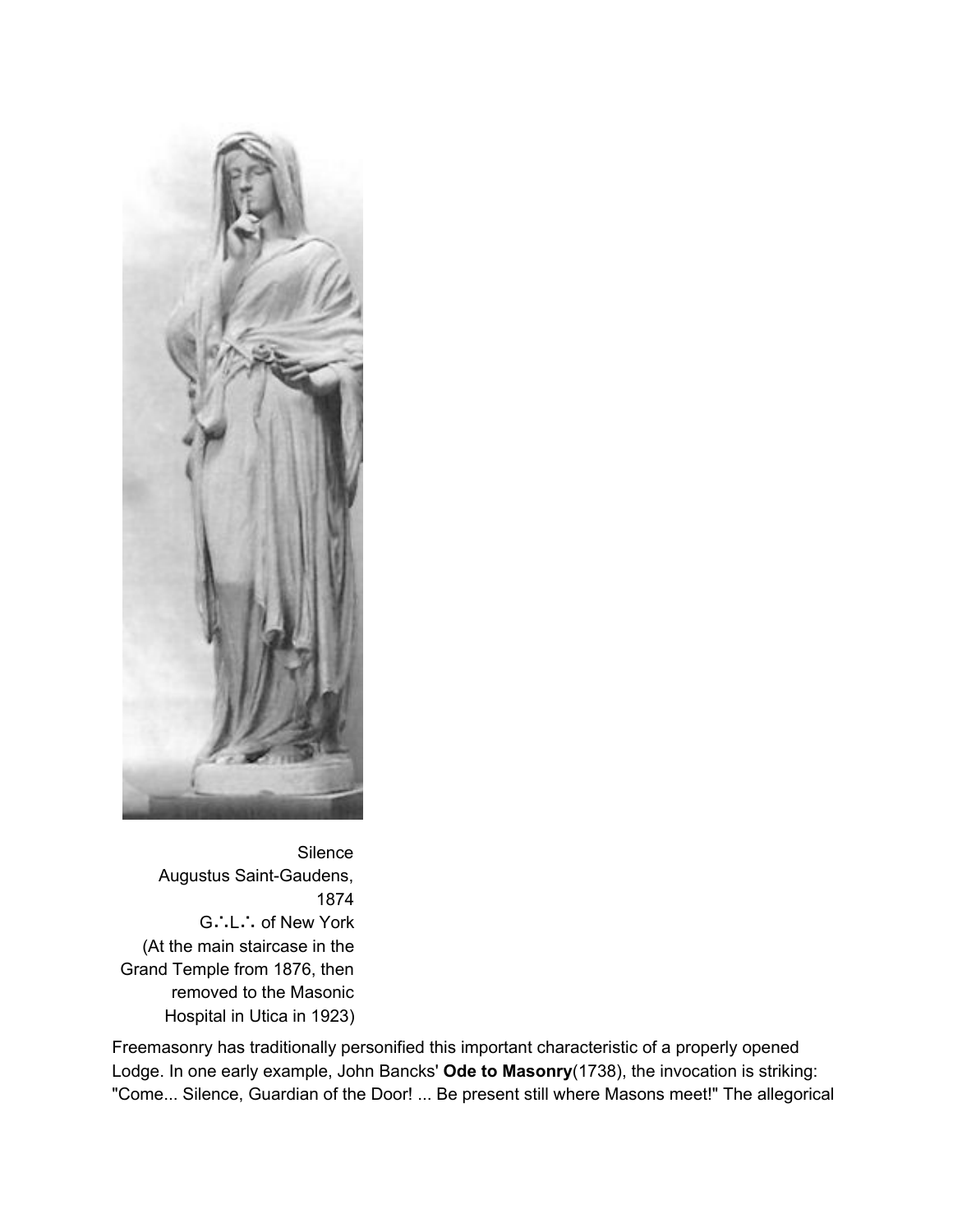Silence
Augustus Saint-Gaudens,
1874
G∴L∴ of New York
(At the main staircase in the Grand Temple from 1876, then removed to the Masonic Hospital in Utica in 1923)

Freemasonry has traditionally personified this important characteristic of a properly opened Lodge. In one early example, John Bancks' **Ode to Masonry**(1738), the invocation is striking: "Come... Silence, Guardian of the Door! ... Be present still where Masons meet!" The allegorical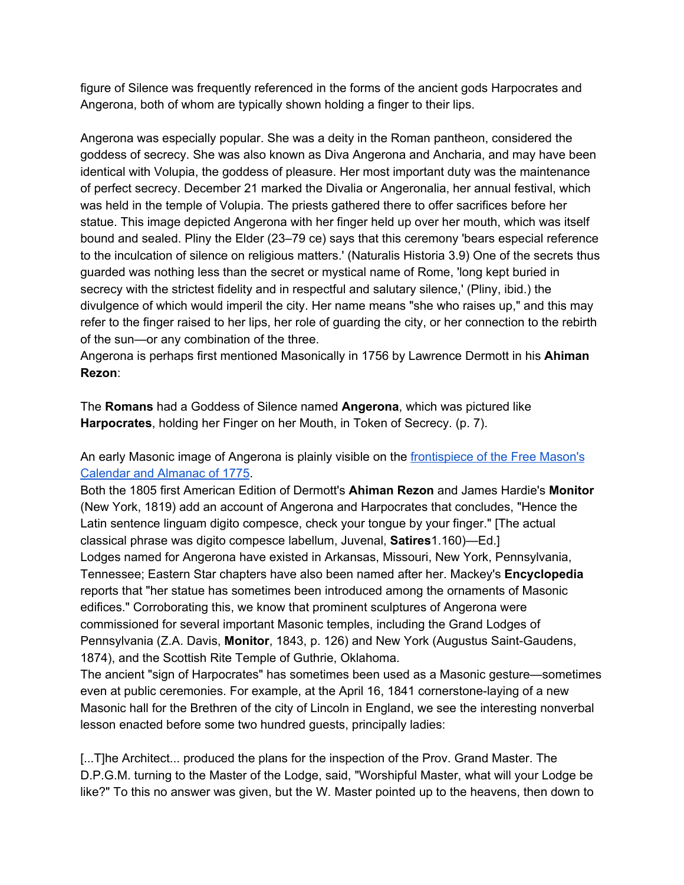figure of Silence was frequently referenced in the forms of the ancient gods Harpocrates and Angerona, both of whom are typically shown holding a finger to their lips.

Angerona was especially popular. She was a deity in the Roman pantheon, considered the goddess of secrecy. She was also known as Diva Angerona and Ancharia, and may have been identical with Volupia, the goddess of pleasure. Her most important duty was the maintenance of perfect secrecy. December 21 marked the Divalia or Angeronalia, her annual festival, which was held in the temple of Volupia. The priests gathered there to offer sacrifices before her statue. This image depicted Angerona with her finger held up over her mouth, which was itself bound and sealed. Pliny the Elder (23–79 ce) says that this ceremony 'bears especial reference to the inculcation of silence on religious matters.' (Naturalis Historia 3.9) One of the secrets thus guarded was nothing less than the secret or mystical name of Rome, 'long kept buried in secrecy with the strictest fidelity and in respectful and salutary silence,' (Pliny, ibid.) the divulgence of which would imperil the city. Her name means "she who raises up," and this may refer to the finger raised to her lips, her role of guarding the city, or her connection to the rebirth of the sun—or any combination of the three.

Angerona is perhaps first mentioned Masonically in 1756 by Lawrence Dermott in his **Ahiman Rezon**:

The **Romans** had a Goddess of Silence named **Angerona**, which was pictured like **Harpocrates**, holding her Finger on her Mouth, in Token of Secrecy. (p. 7).

An early Masonic image of Angerona is plainly visible on the [frontispiece of the Free Mason's Calendar and Almanac of 1775](#).

Both the 1805 first American Edition of Dermott's **Ahiman Rezon** and James Hardie's **Monitor** (New York, 1819) add an account of Angerona and Harpocrates that concludes, "Hence the Latin sentence linguam digito compesce, check your tongue by your finger." [The actual classical phrase was digito compesce labellum, Juvenal, **Satires**1.160)—Ed.]

Lodges named for Angerona have existed in Arkansas, Missouri, New York, Pennsylvania, Tennessee; Eastern Star chapters have also been named after her. Mackey's **Encyclopedia** reports that "her statue has sometimes been introduced among the ornaments of Masonic edifices." Corroborating this, we know that prominent sculptures of Angerona were commissioned for several important Masonic temples, including the Grand Lodges of Pennsylvania (Z.A. Davis, **Monitor**, 1843, p. 126) and New York (Augustus Saint-Gaudens, 1874), and the Scottish Rite Temple of Guthrie, Oklahoma.

The ancient "sign of Harpocrates" has sometimes been used as a Masonic gesture—sometimes even at public ceremonies. For example, at the April 16, 1841 cornerstone-laying of a new Masonic hall for the Brethren of the city of Lincoln in England, we see the interesting nonverbal lesson enacted before some two hundred guests, principally ladies:

[...T]he Architect... produced the plans for the inspection of the Prov. Grand Master. The D.P.G.M. turning to the Master of the Lodge, said, "Worshipful Master, what will your Lodge be like?" To this no answer was given, but the W. Master pointed up to the heavens, then down to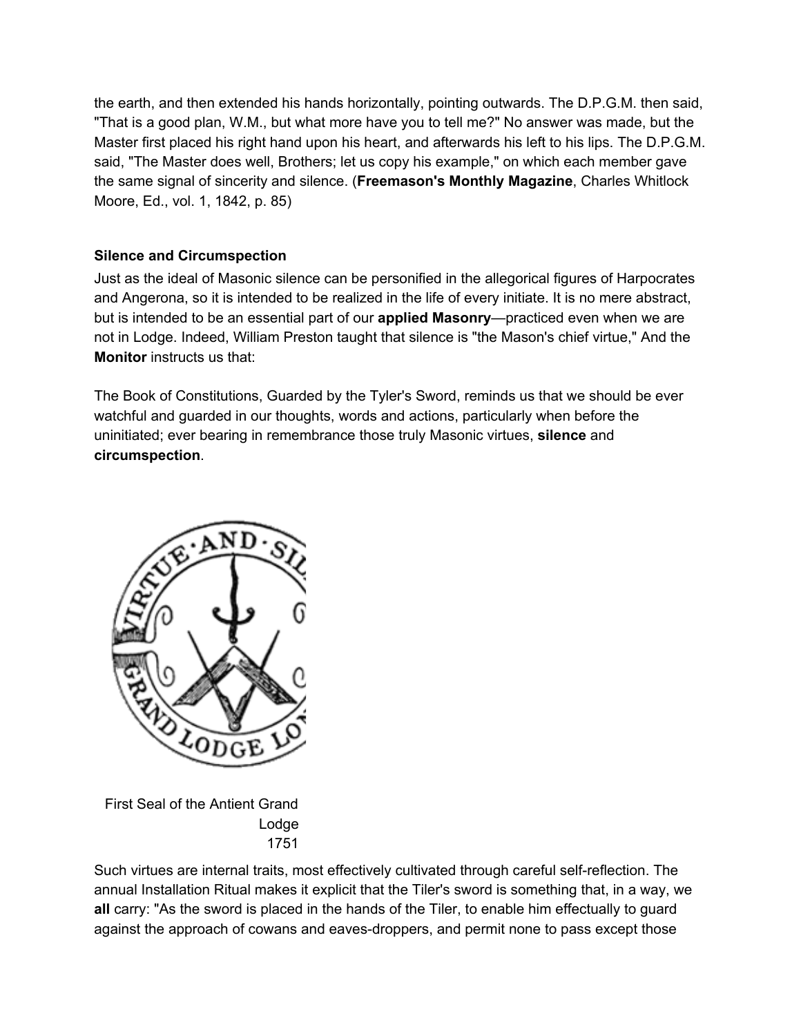the earth, and then extended his hands horizontally, pointing outwards. The D.P.G.M. then said, "That is a good plan, W.M., but what more have you to tell me?" No answer was made, but the Master first placed his right hand upon his heart, and afterwards his left to his lips. The D.P.G.M. said, "The Master does well, Brothers; let us copy his example," on which each member gave the same signal of sincerity and silence. (**Freemason's Monthly Magazine**, Charles Whitlock Moore, Ed., vol. 1, 1842, p. 85)

### Silence and Circumspection

Just as the ideal of Masonic silence can be personified in the allegorical figures of Harpocrates and Angerona, so it is intended to be realized in the life of every initiate. It is no mere abstract, but is intended to be an essential part of our **applied Masonry**—practiced even when we are not in Lodge. Indeed, William Preston taught that silence is "the Mason's chief virtue," And the **Monitor** instructs us that:

The Book of Constitutions, Guarded by the Tyler's Sword, reminds us that we should be ever watchful and guarded in our thoughts, words and actions, particularly when before the uninitiated; ever bearing in remembrance those truly Masonic virtues, **silence** and **circumspection**.

First Seal of the Antient Grand Lodge 1751

Such virtues are internal traits, most effectively cultivated through careful self-reflection. The annual Installation Ritual makes it explicit that the Tiler's sword is something that, in a way, we **all** carry: "As the sword is placed in the hands of the Tiler, to enable him effectually to guard against the approach of cowans and eaves-droppers, and permit none to pass except those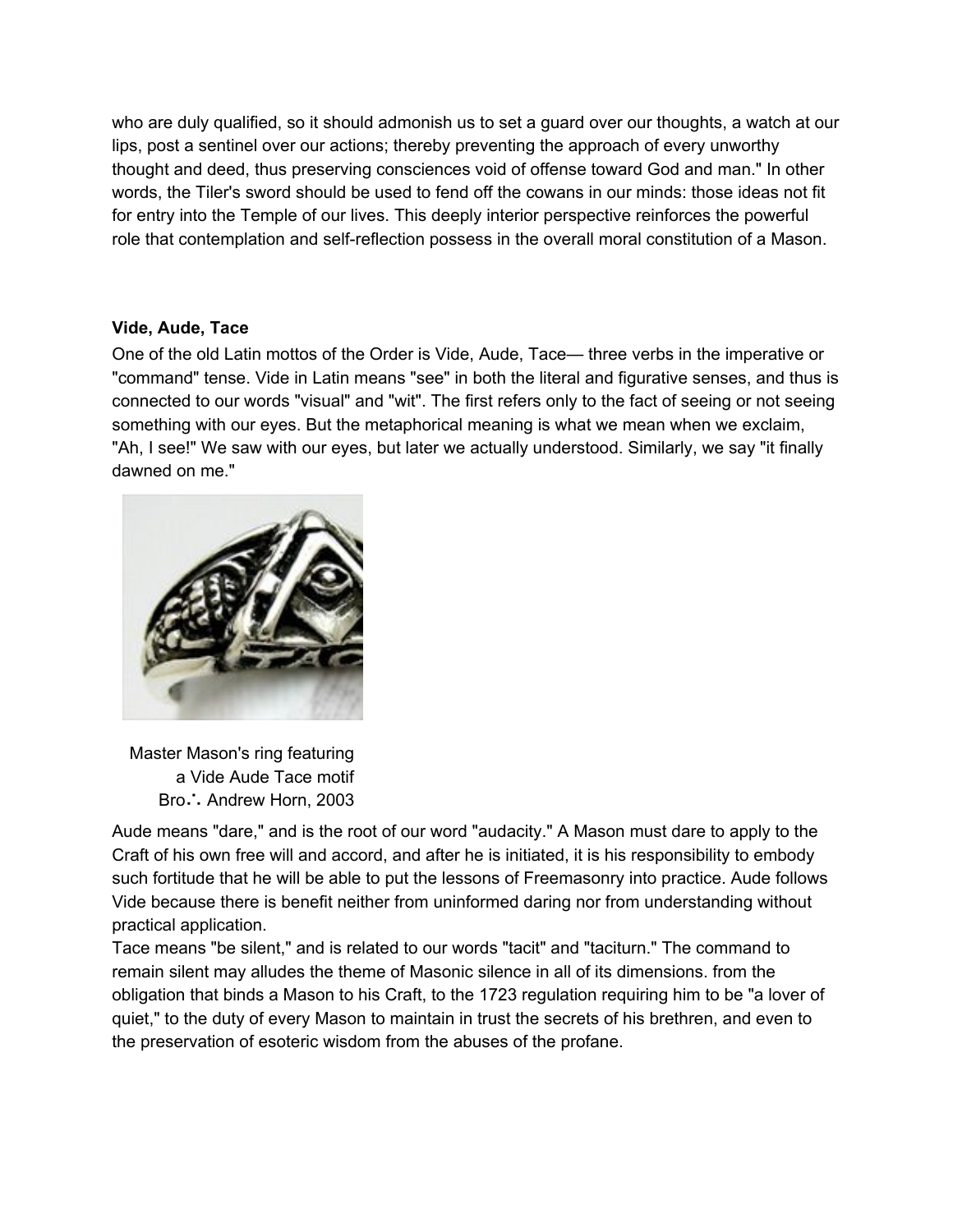who are duly qualified, so it should admonish us to set a guard over our thoughts, a watch at our lips, post a sentinel over our actions; thereby preventing the approach of every unworthy thought and deed, thus preserving consciences void of offense toward God and man." In other words, the Tiler's sword should be used to fend off the cowans in our minds: those ideas not fit for entry into the Temple of our lives. This deeply interior perspective reinforces the powerful role that contemplation and self-reflection possess in the overall moral constitution of a Mason.

**Vide, Aude, Tace**

One of the old Latin mottos of the Order is Vide, Aude, Tace— three verbs in the imperative or "command" tense. Vide in Latin means "see" in both the literal and figurative senses, and thus is connected to our words "visual" and "wit". The first refers only to the fact of seeing or not seeing something with our eyes. But the metaphorical meaning is what we mean when we exclaim, "Ah, I see!" We saw with our eyes, but later we actually understood. Similarly, we say "it finally dawned on me."

Master Mason's ring featuring a Vide Aude Tace motif
Bro∴ Andrew Horn, 2003

Aude means "dare," and is the root of our word "audacity." A Mason must dare to apply to the Craft of his own free will and accord, and after he is initiated, it is his responsibility to embody such fortitude that he will be able to put the lessons of Freemasonry into practice. Aude follows Vide because there is benefit neither from uninformed daring nor from understanding without practical application.

Tace means "be silent," and is related to our words "tacit" and "taciturn." The command to remain silent may alludes the theme of Masonic silence in all of its dimensions. from the obligation that binds a Mason to his Craft, to the 1723 regulation requiring him to be "a lover of quiet," to the duty of every Mason to maintain in trust the secrets of his brethren, and even to the preservation of esoteric wisdom from the abuses of the profane.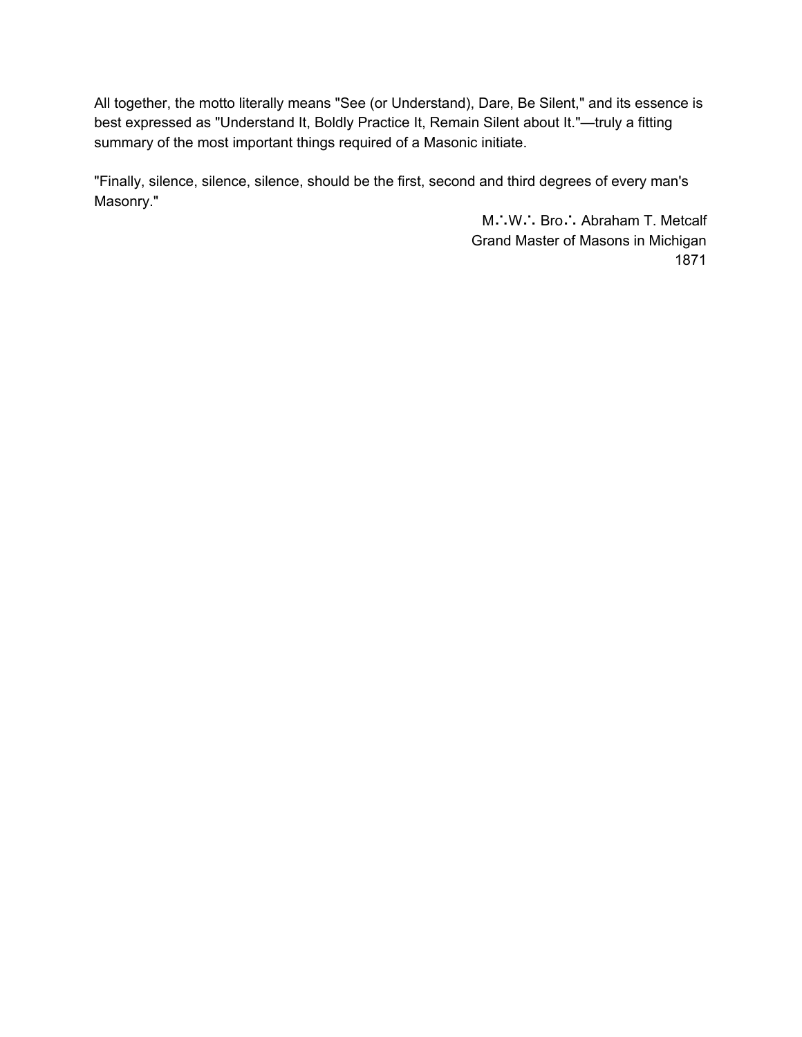All together, the motto literally means "See (or Understand), Dare, Be Silent," and its essence is best expressed as "Understand It, Boldly Practice It, Remain Silent about It."—truly a fitting summary of the most important things required of a Masonic initiate.

"Finally, silence, silence, silence, should be the first, second and third degrees of every man's Masonry."

M∴W∴ Bro∴ Abraham T. Metcalf
Grand Master of Masons in Michigan
1871